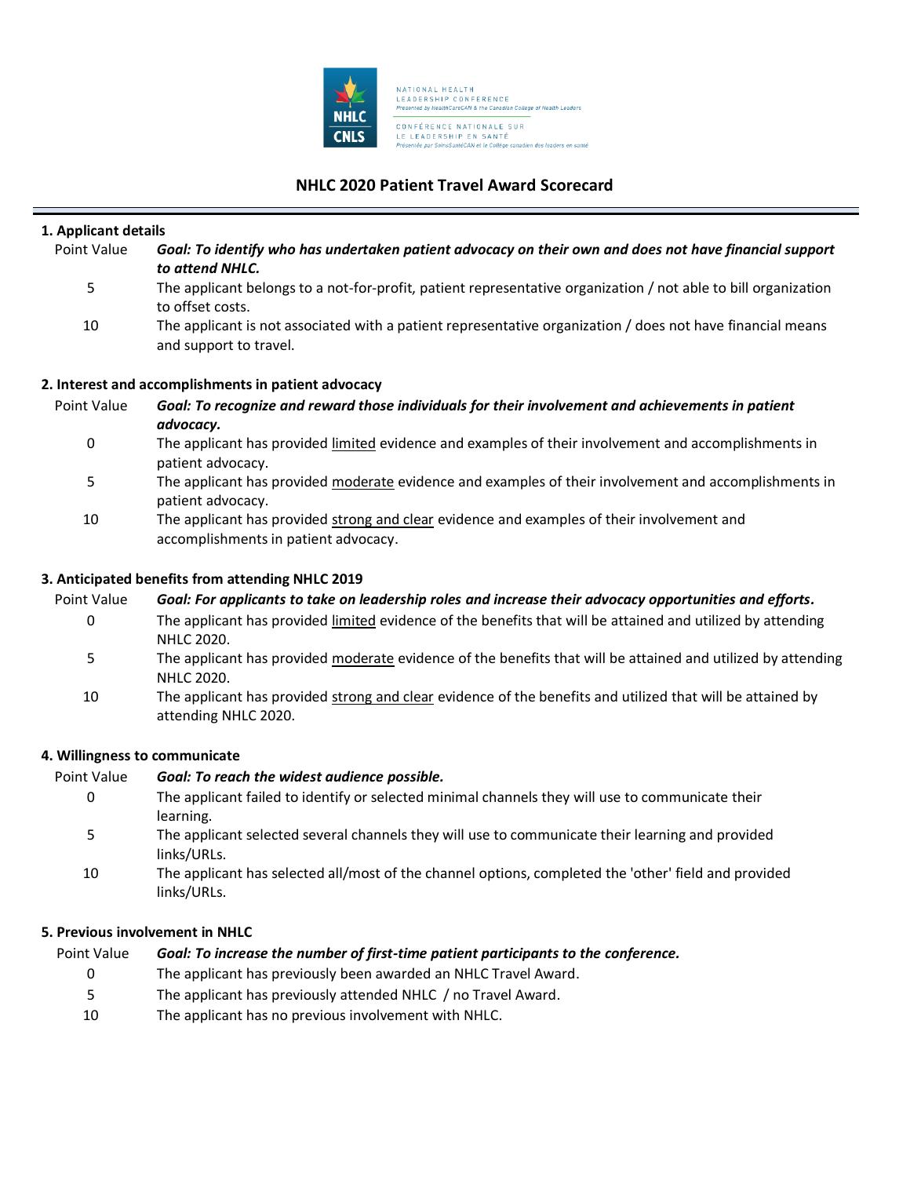NATIONAL HEALTH LEADERSHIP CONFERENCE
Presented by HealthCareCAN & the Canadian College of Health Leaders

CONFÉRENCE NATIONALE SUR LE LEADERSHIP EN SANTÉ
Présentée par SoinsSantéCAN et le Collège canadien des leaders en santé

# NHLC 2020 Patient Travel Award Scorecard

## 1. Applicant details

| Point Value | ***Goal: To identify who has undertaken patient advocacy on their own and does not have financial support to attend NHLC.*** |
|---|---|
| 5 | The applicant belongs to a not-for-profit, patient representative organization / not able to bill organization to offset costs. |
| 10 | The applicant is not associated with a patient representative organization / does not have financial means and support to travel. |

## 2. Interest and accomplishments in patient advocacy

| Point Value | ***Goal: To recognize and reward those individuals for their involvement and achievements in patient advocacy.*** |
|---|---|
| 0 | The applicant has provided <u>limited</u> evidence and examples of their involvement and accomplishments in patient advocacy. |
| 5 | The applicant has provided <u>moderate</u> evidence and examples of their involvement and accomplishments in patient advocacy. |
| 10 | The applicant has provided <u>strong and clear</u> evidence and examples of their involvement and accomplishments in patient advocacy. |

## 3. Anticipated benefits from attending NHLC 2019

| Point Value | ***Goal: For applicants to take on leadership roles and increase their advocacy opportunities and efforts.*** |
|---|---|
| 0 | The applicant has provided <u>limited</u> evidence of the benefits that will be attained and utilized by attending NHLC 2020. |
| 5 | The applicant has provided <u>moderate</u> evidence of the benefits that will be attained and utilized by attending NHLC 2020. |
| 10 | The applicant has provided <u>strong and clear</u> evidence of the benefits and utilized that will be attained by attending NHLC 2020. |

## 4. Willingness to communicate

| Point Value | ***Goal: To reach the widest audience possible.*** |
|---|---|
| 0 | The applicant failed to identify or selected minimal channels they will use to communicate their learning. |
| 5 | The applicant selected several channels they will use to communicate their learning and provided links/URLs. |
| 10 | The applicant has selected all/most of the channel options, completed the 'other' field and provided links/URLs. |

## 5. Previous involvement in NHLC

| Point Value | ***Goal: To increase the number of first-time patient participants to the conference.*** |
|---|---|
| 0 | The applicant has previously been awarded an NHLC Travel Award. |
| 5 | The applicant has previously attended NHLC / no Travel Award. |
| 10 | The applicant has no previous involvement with NHLC. |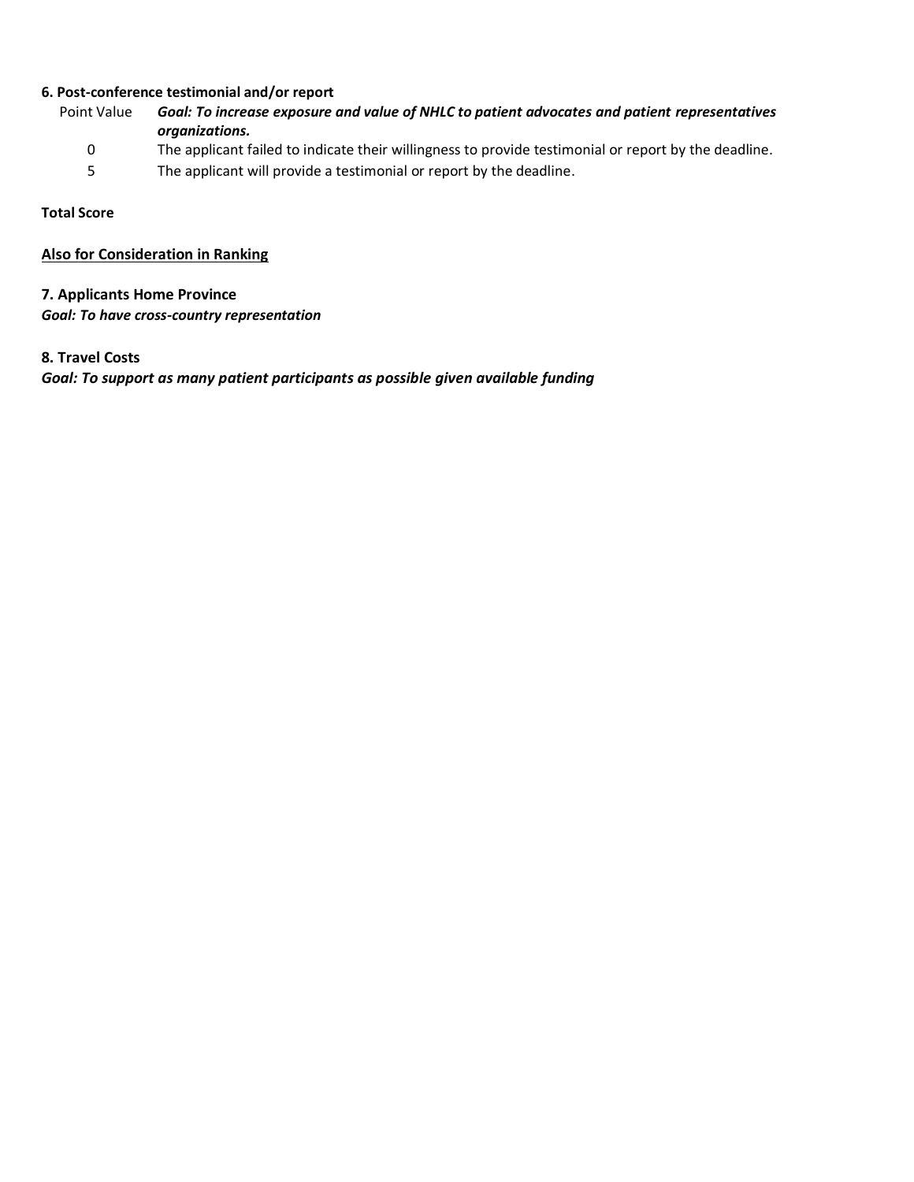**6. Post-conference testimonial and/or report**

| Point Value | ***Goal: To increase exposure and value of NHLC to patient advocates and patient representatives organizations.*** |
| --- | --- |
| 0 | The applicant failed to indicate their willingness to provide testimonial or report by the deadline. |
| 5 | The applicant will provide a testimonial or report by the deadline. |

**Total Score**

**<u>Also for Consideration in Ranking</u>**

**7. Applicants Home Province**

***Goal: To have cross-country representation***

**8. Travel Costs**

***Goal: To support as many patient participants as possible given available funding***